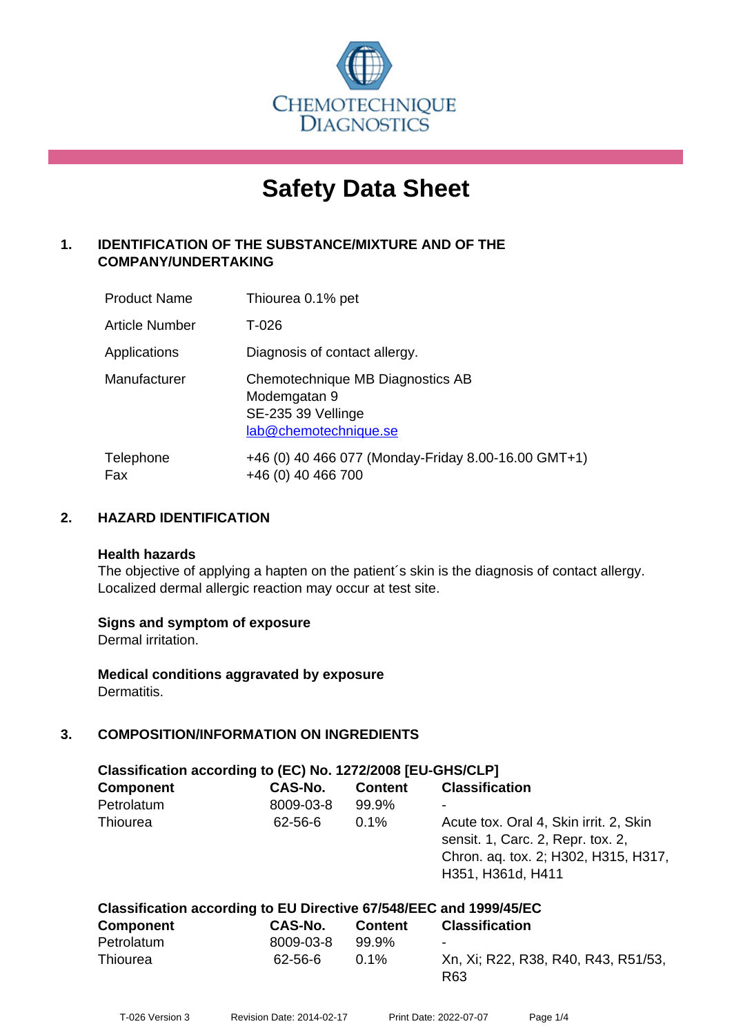CHEMOTECHNIQUE DIAGNOSTICS

# Safety Data Sheet

## 1. IDENTIFICATION OF THE SUBSTANCE/MIXTURE AND OF THE COMPANY/UNDERTAKING

| | |
|---|---|
| Product Name | Thiourea 0.1% pet |
| Article Number | T-026 |
| Applications | Diagnosis of contact allergy. |
| Manufacturer | Chemotechnique MB Diagnostics AB<br>Modemgatan 9<br>SE-235 39 Vellinge<br>lab@chemotechnique.se |
| Telephone<br>Fax | +46 (0) 40 466 077 (Monday-Friday 8.00-16.00 GMT+1)<br>+46 (0) 40 466 700 |

## 2. HAZARD IDENTIFICATION

**Health hazards**
The objective of applying a hapten on the patient´s skin is the diagnosis of contact allergy. Localized dermal allergic reaction may occur at test site.

**Signs and symptom of exposure**
Dermal irritation.

**Medical conditions aggravated by exposure**
Dermatitis.

## 3. COMPOSITION/INFORMATION ON INGREDIENTS

**Classification according to (EC) No. 1272/2008 [EU-GHS/CLP]**

| Component | CAS-No. | Content | Classification |
|---|---|---|---|
| Petrolatum | 8009-03-8 | 99.9% | - |
| Thiourea | 62-56-6 | 0.1% | Acute tox. Oral 4, Skin irrit. 2, Skin sensit. 1, Carc. 2, Repr. tox. 2, Chron. aq. tox. 2; H302, H315, H317, H351, H361d, H411 |

**Classification according to EU Directive 67/548/EEC and 1999/45/EC**

| Component | CAS-No. | Content | Classification |
|---|---|---|---|
| Petrolatum | 8009-03-8 | 99.9% | - |
| Thiourea | 62-56-6 | 0.1% | Xn, Xi; R22, R38, R40, R43, R51/53, R63 |

T-026 Version 3 Revision Date: 2014-02-17 Print Date: 2022-07-07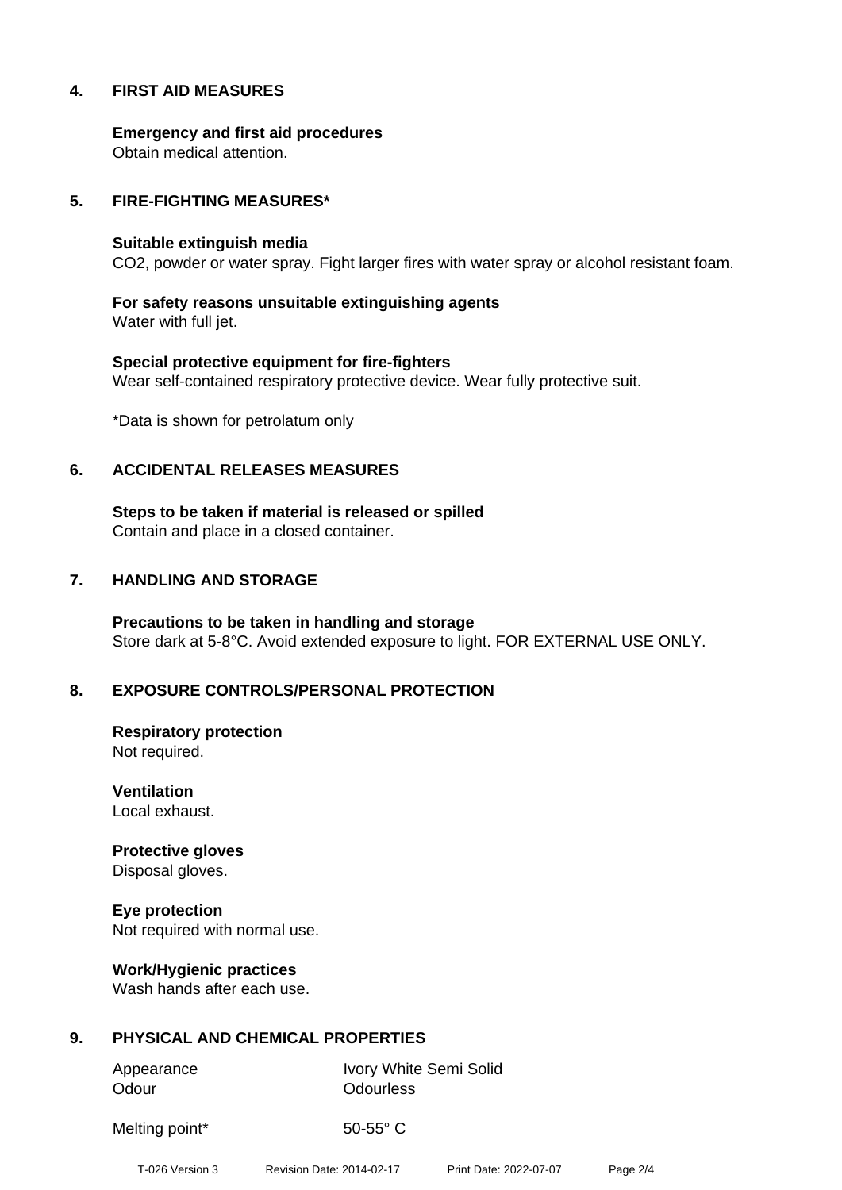## 4. FIRST AID MEASURES

**Emergency and first aid procedures**
Obtain medical attention.

## 5. FIRE-FIGHTING MEASURES*

**Suitable extinguish media**
$CO_2$, powder or water spray. Fight larger fires with water spray or alcohol resistant foam.

**For safety reasons unsuitable extinguishing agents**
Water with full jet.

**Special protective equipment for fire-fighters**
Wear self-contained respiratory protective device. Wear fully protective suit.

*Data is shown for petrolatum only

## 6. ACCIDENTAL RELEASES MEASURES

**Steps to be taken if material is released or spilled**
Contain and place in a closed container.

## 7. HANDLING AND STORAGE

**Precautions to be taken in handling and storage**
Store dark at 5-8°C. Avoid extended exposure to light. FOR EXTERNAL USE ONLY.

## 8. EXPOSURE CONTROLS/PERSONAL PROTECTION

**Respiratory protection**
Not required.

**Ventilation**
Local exhaust.

**Protective gloves**
Disposal gloves.

**Eye protection**
Not required with normal use.

**Work/Hygienic practices**
Wash hands after each use.

## 9. PHYSICAL AND CHEMICAL PROPERTIES

| | |
|---|---|
| Appearance | Ivory White Semi Solid |
| Odour | Odourless |
| Melting point* | 50-55° C |

T-026 Version 3 Revision Date: 2014-02-17 Print Date: 2022-07-07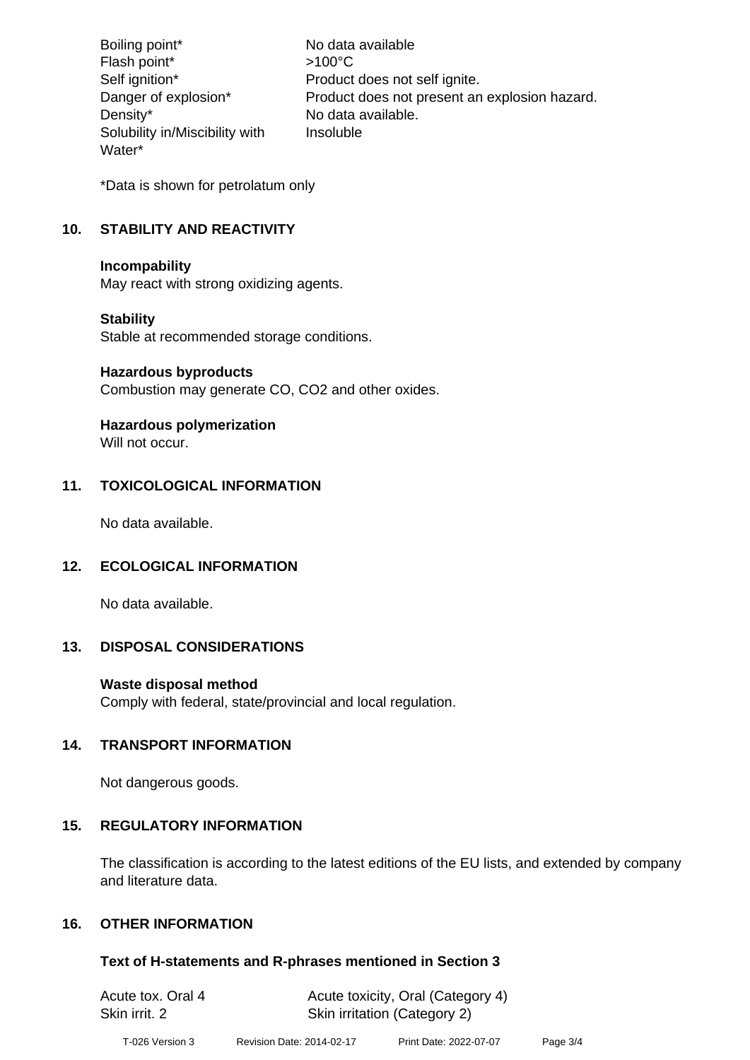| | |
|---|---|
| Boiling point* | No data available |
| Flash point* | >100°C |
| Self ignition* | Product does not self ignite. |
| Danger of explosion* | Product does not present an explosion hazard. |
| Density* | No data available. |
| Solubility in/Miscibility with Water* | Insoluble |

*Data is shown for petrolatum only

## 10. STABILITY AND REACTIVITY

**Incompability**
May react with strong oxidizing agents.

**Stability**
Stable at recommended storage conditions.

**Hazardous byproducts**
Combustion may generate CO, $CO_2$ and other oxides.

**Hazardous polymerization**
Will not occur.

## 11. TOXICOLOGICAL INFORMATION

No data available.

## 12. ECOLOGICAL INFORMATION

No data available.

## 13. DISPOSAL CONSIDERATIONS

**Waste disposal method**
Comply with federal, state/provincial and local regulation.

## 14. TRANSPORT INFORMATION

Not dangerous goods.

## 15. REGULATORY INFORMATION

The classification is according to the latest editions of the EU lists, and extended by company and literature data.

## 16. OTHER INFORMATION

### Text of H-statements and R-phrases mentioned in Section 3

| | |
|---|---|
| Acute tox. Oral 4 | Acute toxicity, Oral (Category 4) |
| Skin irrit. 2 | Skin irritation (Category 2) |

T-026 Version 3 Revision Date: 2014-02-17 Print Date: 2022-07-07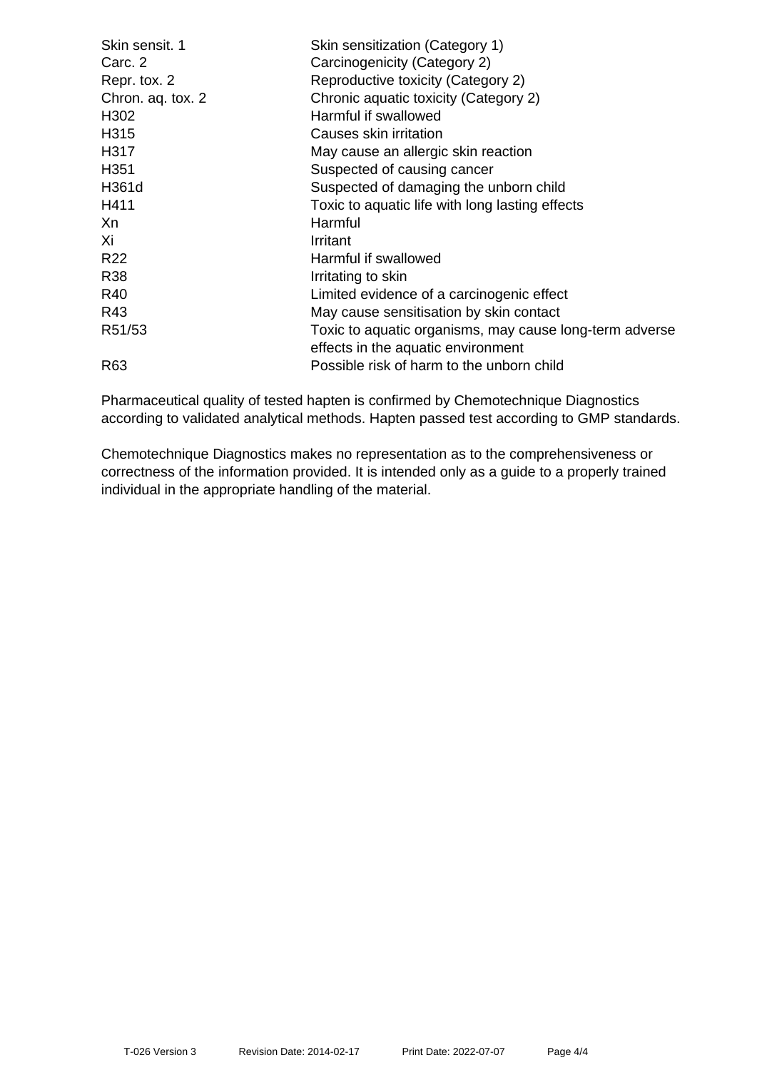| | |
|---|---|
| Skin sensit. 1 | Skin sensitization (Category 1) |
| Carc. 2 | Carcinogenicity (Category 2) |
| Repr. tox. 2 | Reproductive toxicity (Category 2) |
| Chron. aq. tox. 2 | Chronic aquatic toxicity (Category 2) |
| H302 | Harmful if swallowed |
| H315 | Causes skin irritation |
| H317 | May cause an allergic skin reaction |
| H351 | Suspected of causing cancer |
| H361d | Suspected of damaging the unborn child |
| H411 | Toxic to aquatic life with long lasting effects |
| Xn | Harmful |
| Xi | Irritant |
| R22 | Harmful if swallowed |
| R38 | Irritating to skin |
| R40 | Limited evidence of a carcinogenic effect |
| R43 | May cause sensitisation by skin contact |
| R51/53 | Toxic to aquatic organisms, may cause long-term adverse effects in the aquatic environment |
| R63 | Possible risk of harm to the unborn child |

Pharmaceutical quality of tested hapten is confirmed by Chemotechnique Diagnostics according to validated analytical methods. Hapten passed test according to GMP standards.

Chemotechnique Diagnostics makes no representation as to the comprehensiveness or correctness of the information provided. It is intended only as a guide to a properly trained individual in the appropriate handling of the material.